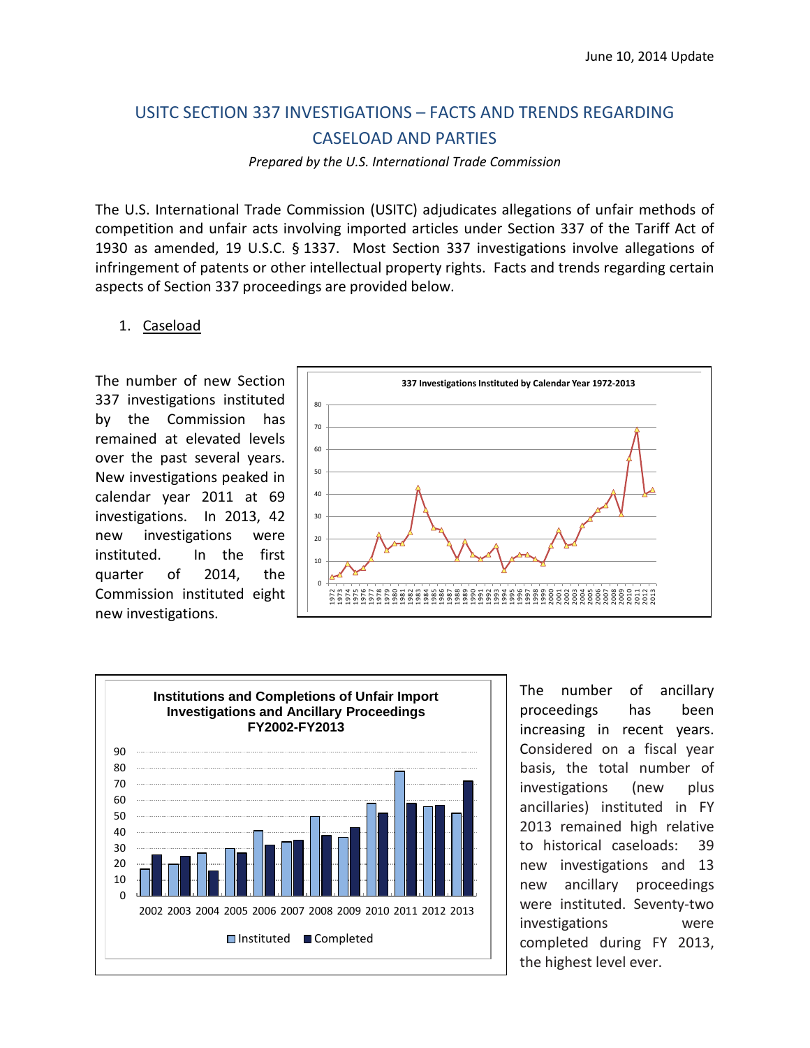June 10, 2014 Update

# USITC SECTION 337 INVESTIGATIONS – FACTS AND TRENDS REGARDING CASELOAD AND PARTIES

*Prepared by the U.S. International Trade Commission*

The U.S. International Trade Commission (USITC) adjudicates allegations of unfair methods of competition and unfair acts involving imported articles under Section 337 of the Tariff Act of 1930 as amended, 19 U.S.C. § 1337. Most Section 337 investigations involve allegations of infringement of patents or other intellectual property rights. Facts and trends regarding certain aspects of Section 337 proceedings are provided below.

1. <u>Caseload</u>

The number of new Section 337 investigations instituted by the Commission has remained at elevated levels over the past several years. New investigations peaked in calendar year 2011 at 69 investigations. In 2013, 42 new investigations were instituted. In the first quarter of 2014, the Commission instituted eight new investigations.

The number of ancillary proceedings has been increasing in recent years. Considered on a fiscal year basis, the total number of investigations (new plus ancillaries) instituted in FY 2013 remained high relative to historical caseloads: 39 new investigations and 13 new ancillary proceedings were instituted. Seventy-two investigations were completed during FY 2013, the highest level ever.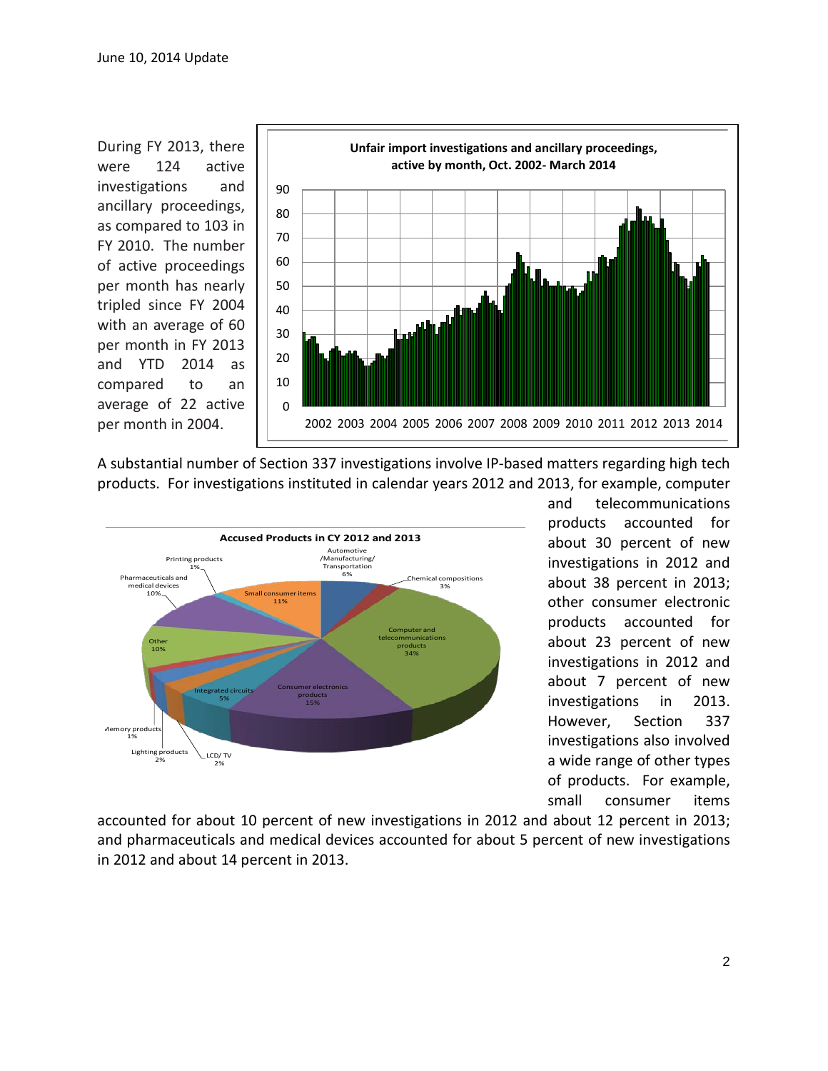June 10, 2014 Update

During FY 2013, there were 124 active investigations and ancillary proceedings, as compared to 103 in FY 2010. The number of active proceedings per month has nearly tripled since FY 2004 with an average of 60 per month in FY 2013 and YTD 2014 as compared to an average of 22 active per month in 2004.

A substantial number of Section 337 investigations involve IP-based matters regarding high tech products. For investigations instituted in calendar years 2012 and 2013, for example, computer and telecommunications products accounted for about 30 percent of new investigations in 2012 and about 38 percent in 2013; other consumer electronic products accounted for about 23 percent of new investigations in 2012 and about 7 percent of new investigations in 2013. However, Section 337 investigations also involved a wide range of other types of products. For example, small consumer items accounted for about 10 percent of new investigations in 2012 and about 12 percent in 2013; and pharmaceuticals and medical devices accounted for about 5 percent of new investigations in 2012 and about 14 percent in 2013.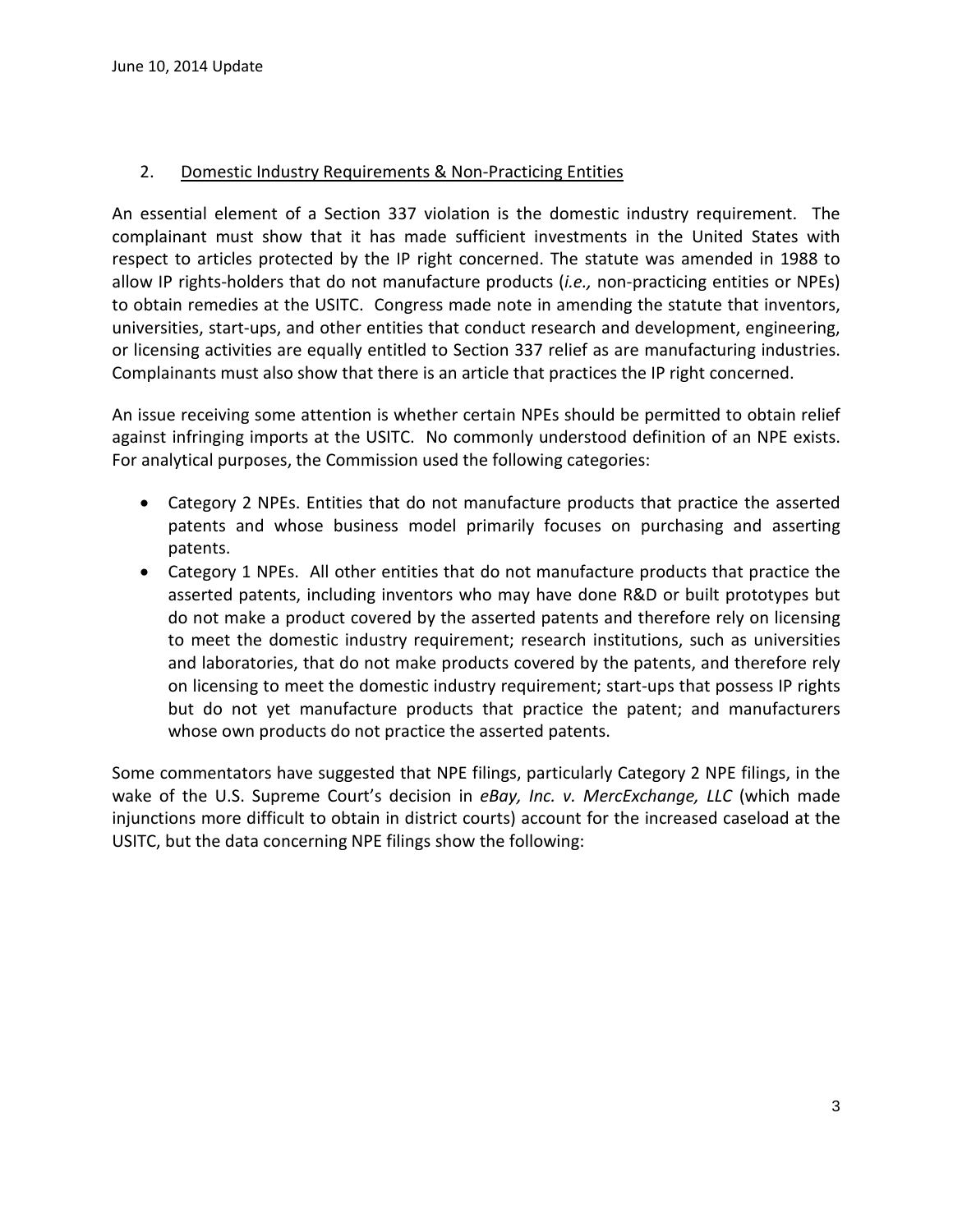## 2. Domestic Industry Requirements & Non-Practicing Entities

An essential element of a Section 337 violation is the domestic industry requirement. The complainant must show that it has made sufficient investments in the United States with respect to articles protected by the IP right concerned. The statute was amended in 1988 to allow IP rights-holders that do not manufacture products (*i.e.,* non-practicing entities or NPEs) to obtain remedies at the USITC. Congress made note in amending the statute that inventors, universities, start-ups, and other entities that conduct research and development, engineering, or licensing activities are equally entitled to Section 337 relief as are manufacturing industries. Complainants must also show that there is an article that practices the IP right concerned.

An issue receiving some attention is whether certain NPEs should be permitted to obtain relief against infringing imports at the USITC. No commonly understood definition of an NPE exists. For analytical purposes, the Commission used the following categories:

- Category 2 NPEs. Entities that do not manufacture products that practice the asserted patents and whose business model primarily focuses on purchasing and asserting patents.
- Category 1 NPEs. All other entities that do not manufacture products that practice the asserted patents, including inventors who may have done R&D or built prototypes but do not make a product covered by the asserted patents and therefore rely on licensing to meet the domestic industry requirement; research institutions, such as universities and laboratories, that do not make products covered by the patents, and therefore rely on licensing to meet the domestic industry requirement; start-ups that possess IP rights but do not yet manufacture products that practice the patent; and manufacturers whose own products do not practice the asserted patents.

Some commentators have suggested that NPE filings, particularly Category 2 NPE filings, in the wake of the U.S. Supreme Court's decision in *eBay, Inc. v. MercExchange, LLC* (which made injunctions more difficult to obtain in district courts) account for the increased caseload at the USITC, but the data concerning NPE filings show the following: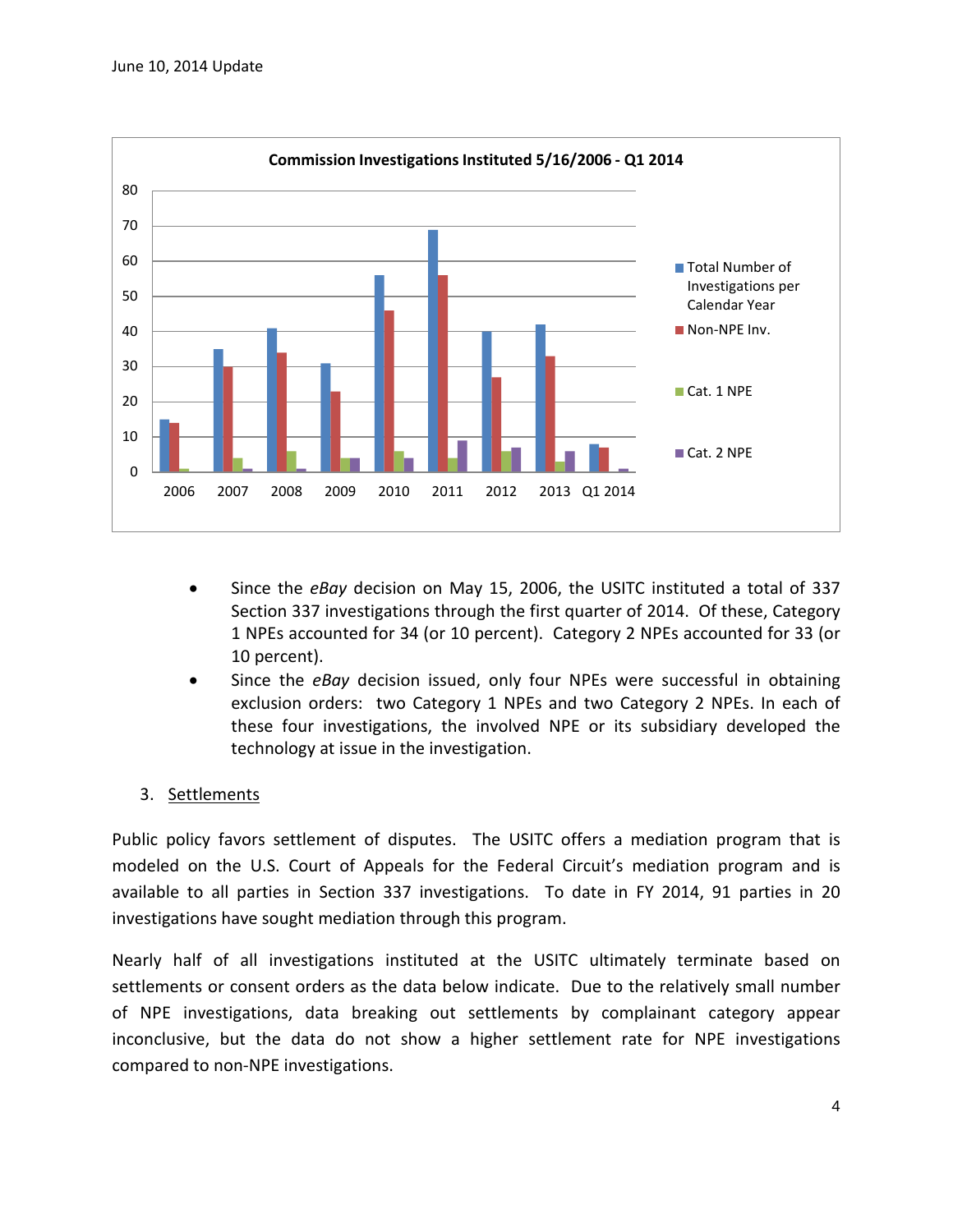**Commission Investigations Instituted 5/16/2006 - Q1 2014**

- Since the *eBay* decision on May 15, 2006, the USITC instituted a total of 337 Section 337 investigations through the first quarter of 2014. Of these, Category 1 NPEs accounted for 34 (or 10 percent). Category 2 NPEs accounted for 33 (or 10 percent).
- Since the *eBay* decision issued, only four NPEs were successful in obtaining exclusion orders: two Category 1 NPEs and two Category 2 NPEs. In each of these four investigations, the involved NPE or its subsidiary developed the technology at issue in the investigation.

3. Settlements

Public policy favors settlement of disputes. The USITC offers a mediation program that is modeled on the U.S. Court of Appeals for the Federal Circuit's mediation program and is available to all parties in Section 337 investigations. To date in FY 2014, 91 parties in 20 investigations have sought mediation through this program.

Nearly half of all investigations instituted at the USITC ultimately terminate based on settlements or consent orders as the data below indicate. Due to the relatively small number of NPE investigations, data breaking out settlements by complainant category appear inconclusive, but the data do not show a higher settlement rate for NPE investigations compared to non-NPE investigations.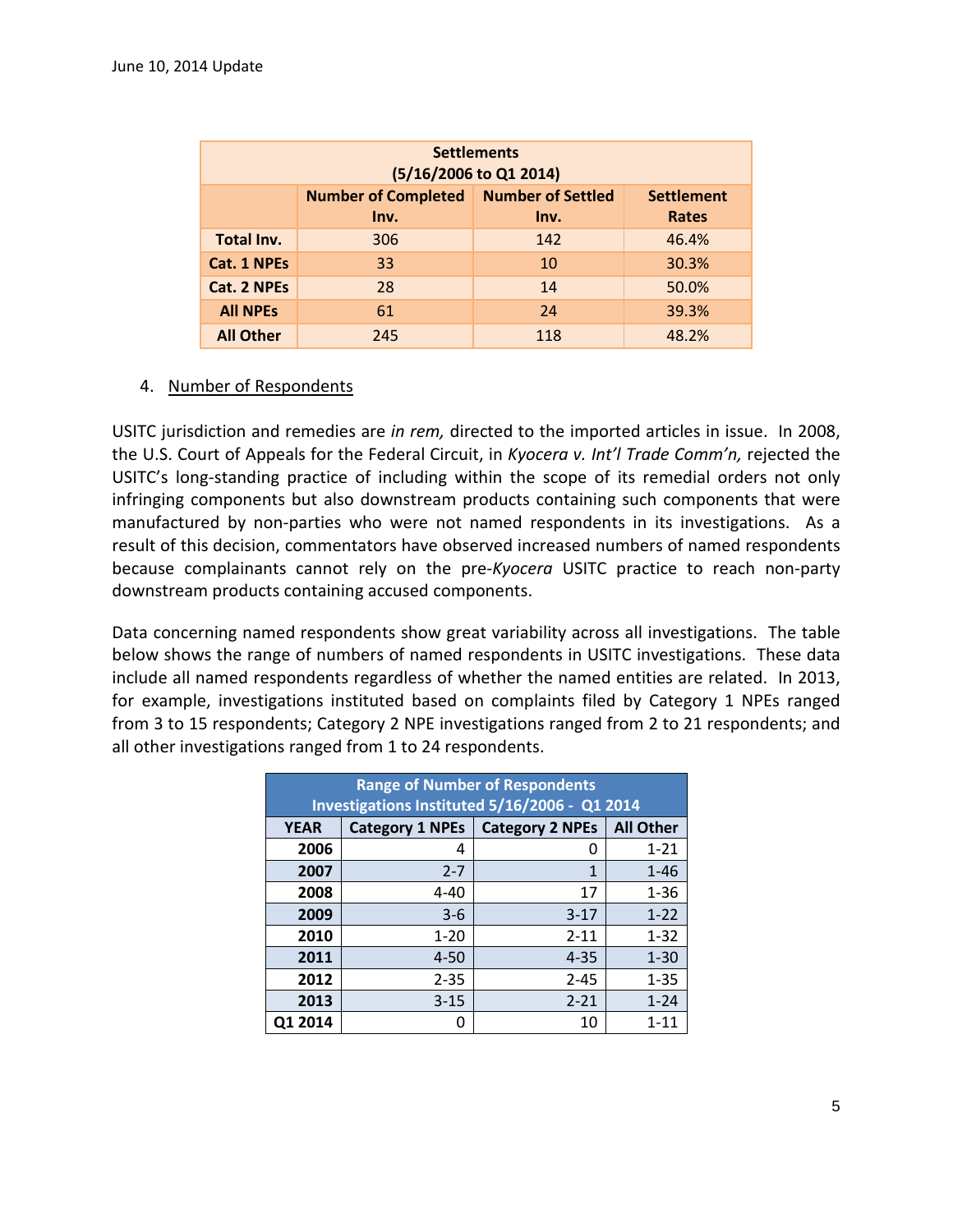June 10, 2014 Update

| Settlements (5/16/2006 to Q1 2014) | | | |
|---|---|---|---|
| | Number of Completed Inv. | Number of Settled Inv. | Settlement Rates |
| **Total Inv.** | 306 | 142 | 46.4% |
| **Cat. 1 NPEs** | 33 | 10 | 30.3% |
| **Cat. 2 NPEs** | 28 | 14 | 50.0% |
| **All NPEs** | 61 | 24 | 39.3% |
| **All Other** | 245 | 118 | 48.2% |

4. Number of Respondents

USITC jurisdiction and remedies are *in rem,* directed to the imported articles in issue. In 2008, the U.S. Court of Appeals for the Federal Circuit, in *Kyocera v. Int'l Trade Comm'n,* rejected the USITC's long-standing practice of including within the scope of its remedial orders not only infringing components but also downstream products containing such components that were manufactured by non-parties who were not named respondents in its investigations. As a result of this decision, commentators have observed increased numbers of named respondents because complainants cannot rely on the pre-*Kyocera* USITC practice to reach non-party downstream products containing accused components.

Data concerning named respondents show great variability across all investigations. The table below shows the range of numbers of named respondents in USITC investigations. These data include all named respondents regardless of whether the named entities are related. In 2013, for example, investigations instituted based on complaints filed by Category 1 NPEs ranged from 3 to 15 respondents; Category 2 NPE investigations ranged from 2 to 21 respondents; and all other investigations ranged from 1 to 24 respondents.

| Range of Number of Respondents Investigations Instituted 5/16/2006 - Q1 2014 | | | |
|---|---|---|---|
| **YEAR** | **Category 1 NPEs** | **Category 2 NPEs** | **All Other** |
| **2006** | 4 | 0 | 1-21 |
| **2007** | 2-7 | 1 | 1-46 |
| **2008** | 4-40 | 17 | 1-36 |
| **2009** | 3-6 | 3-17 | 1-22 |
| **2010** | 1-20 | 2-11 | 1-32 |
| **2011** | 4-50 | 4-35 | 1-30 |
| **2012** | 2-35 | 2-45 | 1-35 |
| **2013** | 3-15 | 2-21 | 1-24 |
| **Q1 2014** | 0 | 10 | 1-11 |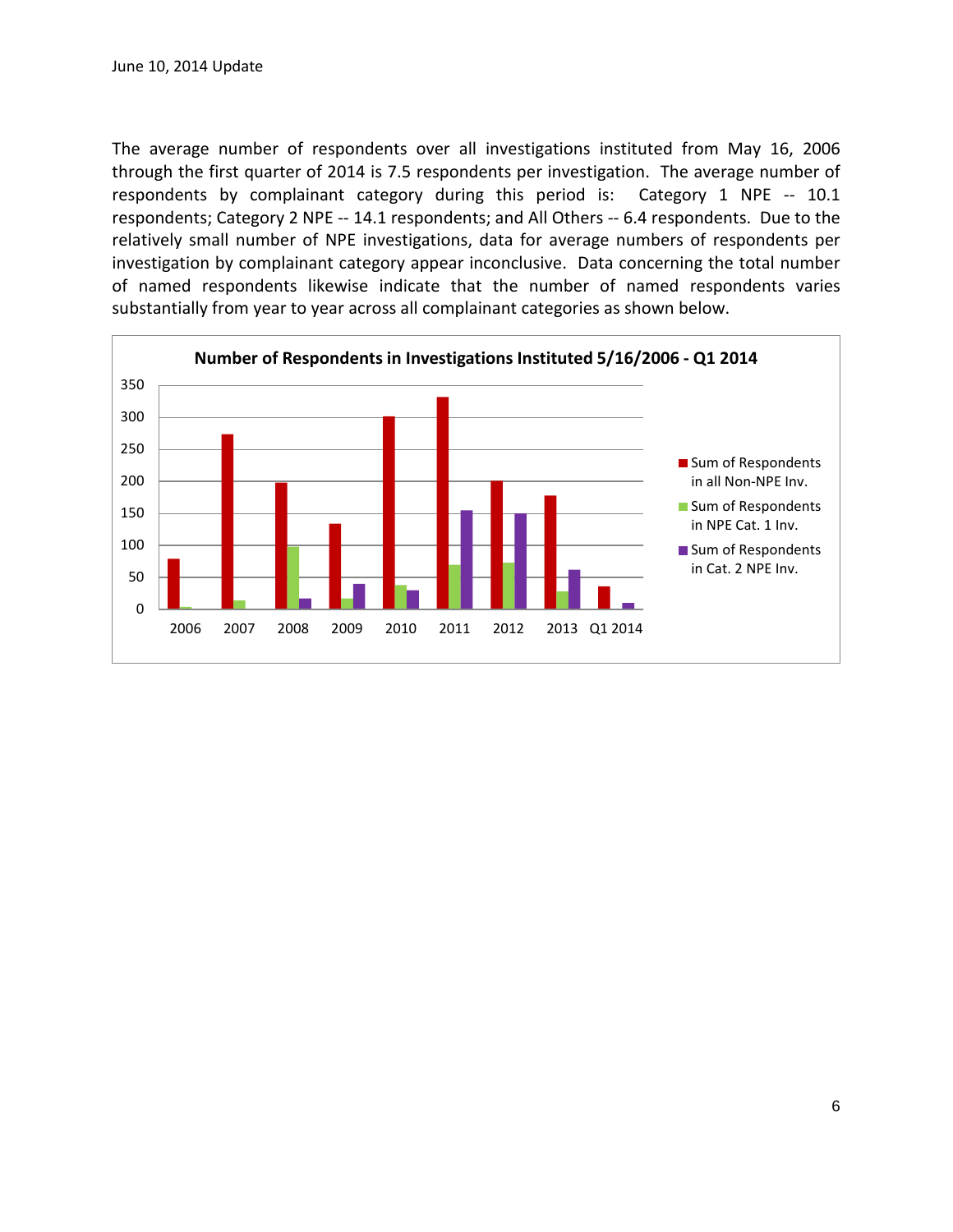June 10, 2014 Update

The average number of respondents over all investigations instituted from May 16, 2006 through the first quarter of 2014 is 7.5 respondents per investigation. The average number of respondents by complainant category during this period is: Category 1 NPE -- 10.1 respondents; Category 2 NPE -- 14.1 respondents; and All Others -- 6.4 respondents. Due to the relatively small number of NPE investigations, data for average numbers of respondents per investigation by complainant category appear inconclusive. Data concerning the total number of named respondents likewise indicate that the number of named respondents varies substantially from year to year across all complainant categories as shown below.

**Number of Respondents in Investigations Instituted 5/16/2006 - Q1 2014**

350
300
250
200
150
100
50
0

2006 2007 2008 2009 2010 2011 2012 2013 Q1 2014

Sum of Respondents in all Non-NPE Inv.
Sum of Respondents in NPE Cat. 1 Inv.
Sum of Respondents in Cat. 2 NPE Inv.